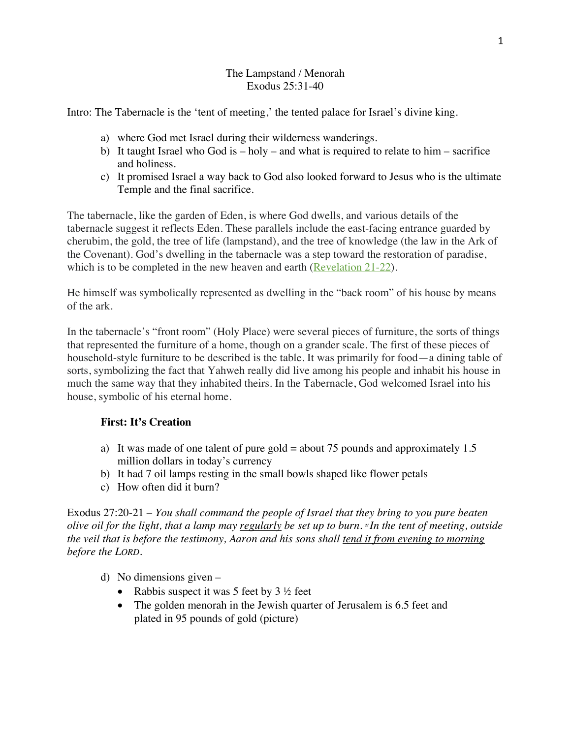# The Lampstand / Menorah
## Exodus 25:31-40

Intro: The Tabernacle is the 'tent of meeting,' the tented palace for Israel's divine king.

a) where God met Israel during their wilderness wanderings.
b) It taught Israel who God is – holy – and what is required to relate to him – sacrifice and holiness.
c) It promised Israel a way back to God also looked forward to Jesus who is the ultimate Temple and the final sacrifice.

The tabernacle, like the garden of Eden, is where God dwells, and various details of the tabernacle suggest it reflects Eden. These parallels include the east-facing entrance guarded by cherubim, the gold, the tree of life (lampstand), and the tree of knowledge (the law in the Ark of the Covenant). God's dwelling in the tabernacle was a step toward the restoration of paradise, which is to be completed in the new heaven and earth (Revelation 21-22).

He himself was symbolically represented as dwelling in the "back room" of his house by means of the ark.

In the tabernacle's "front room" (Holy Place) were several pieces of furniture, the sorts of things that represented the furniture of a home, though on a grander scale. The first of these pieces of household-style furniture to be described is the table. It was primarily for food—a dining table of sorts, symbolizing the fact that Yahweh really did live among his people and inhabit his house in much the same way that they inhabited theirs. In the Tabernacle, God welcomed Israel into his house, symbolic of his eternal home.

### First: It's Creation

a) It was made of one talent of pure gold = about 75 pounds and approximately 1.5 million dollars in today's currency
b) It had 7 oil lamps resting in the small bowls shaped like flower petals
c) How often did it burn?

Exodus 27:20-21 – *You shall command the people of Israel that they bring to you pure beaten olive oil for the light, that a lamp may <u>regularly</u> be set up to burn. [21] In the tent of meeting, outside the veil that is before the testimony, Aaron and his sons shall <u>tend it from evening to morning</u> before the LORD.*

d) No dimensions given –
   - Rabbis suspect it was 5 feet by 3 ½ feet
   - The golden menorah in the Jewish quarter of Jerusalem is 6.5 feet and plated in 95 pounds of gold (picture)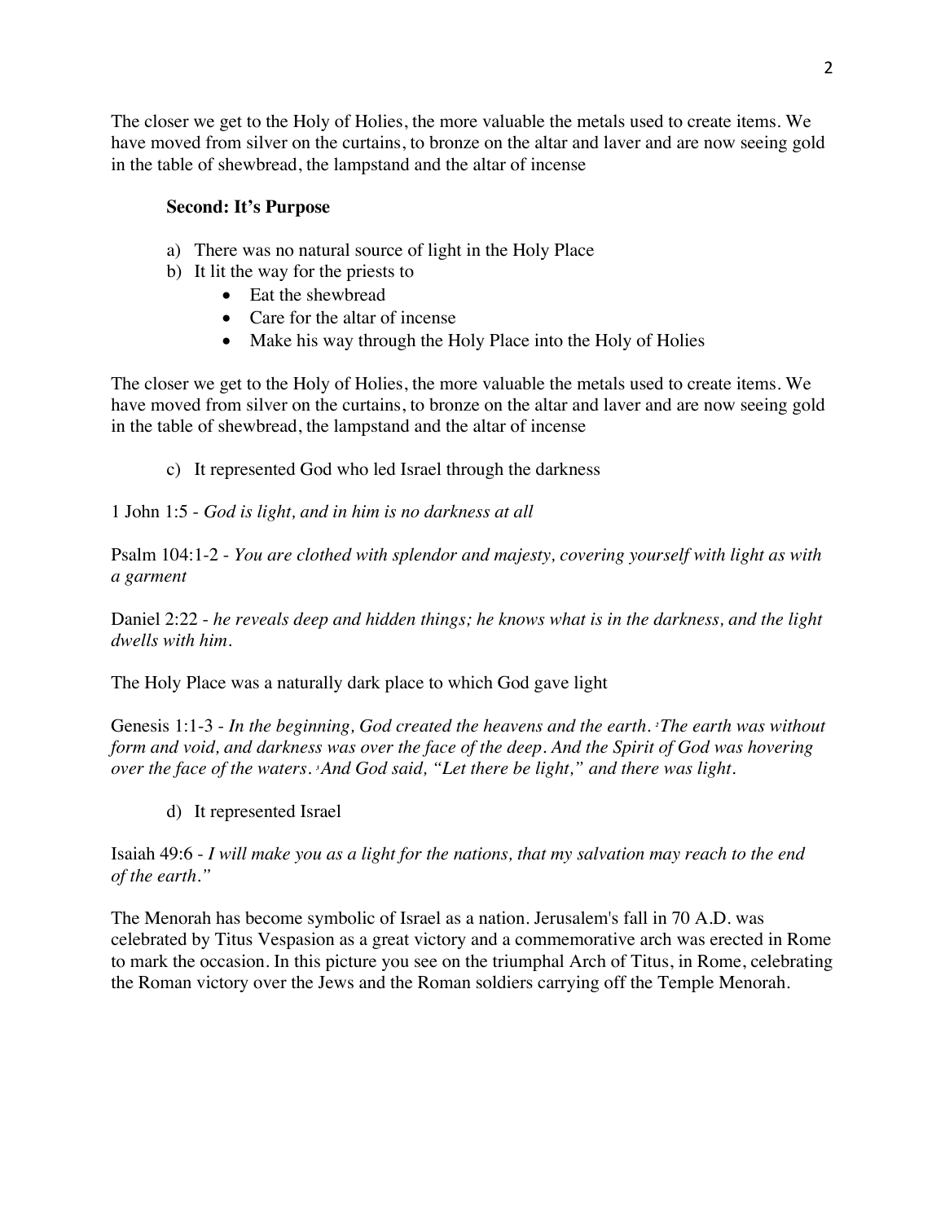The closer we get to the Holy of Holies, the more valuable the metals used to create items. We have moved from silver on the curtains, to bronze on the altar and laver and are now seeing gold in the table of shewbread, the lampstand and the altar of incense

**Second: It's Purpose**

a) There was no natural source of light in the Holy Place
b) It lit the way for the priests to
   - Eat the shewbread
   - Care for the altar of incense
   - Make his way through the Holy Place into the Holy of Holies

The closer we get to the Holy of Holies, the more valuable the metals used to create items. We have moved from silver on the curtains, to bronze on the altar and laver and are now seeing gold in the table of shewbread, the lampstand and the altar of incense

c) It represented God who led Israel through the darkness

1 John 1:5 - *God is light, and in him is no darkness at all*

Psalm 104:1-2 - *You are clothed with splendor and majesty, covering yourself with light as with a garment*

Daniel 2:22 - *he reveals deep and hidden things; he knows what is in the darkness, and the light dwells with him.*

The Holy Place was a naturally dark place to which God gave light

Genesis 1:1-3 - *In the beginning, God created the heavens and the earth. [2]The earth was without form and void, and darkness was over the face of the deep. And the Spirit of God was hovering over the face of the waters. [3]And God said, "Let there be light," and there was light.*

d) It represented Israel

Isaiah 49:6 - *I will make you as a light for the nations, that my salvation may reach to the end of the earth."*

The Menorah has become symbolic of Israel as a nation. Jerusalem's fall in 70 A.D. was celebrated by Titus Vespasion as a great victory and a commemorative arch was erected in Rome to mark the occasion. In this picture you see on the triumphal Arch of Titus, in Rome, celebrating the Roman victory over the Jews and the Roman soldiers carrying off the Temple Menorah.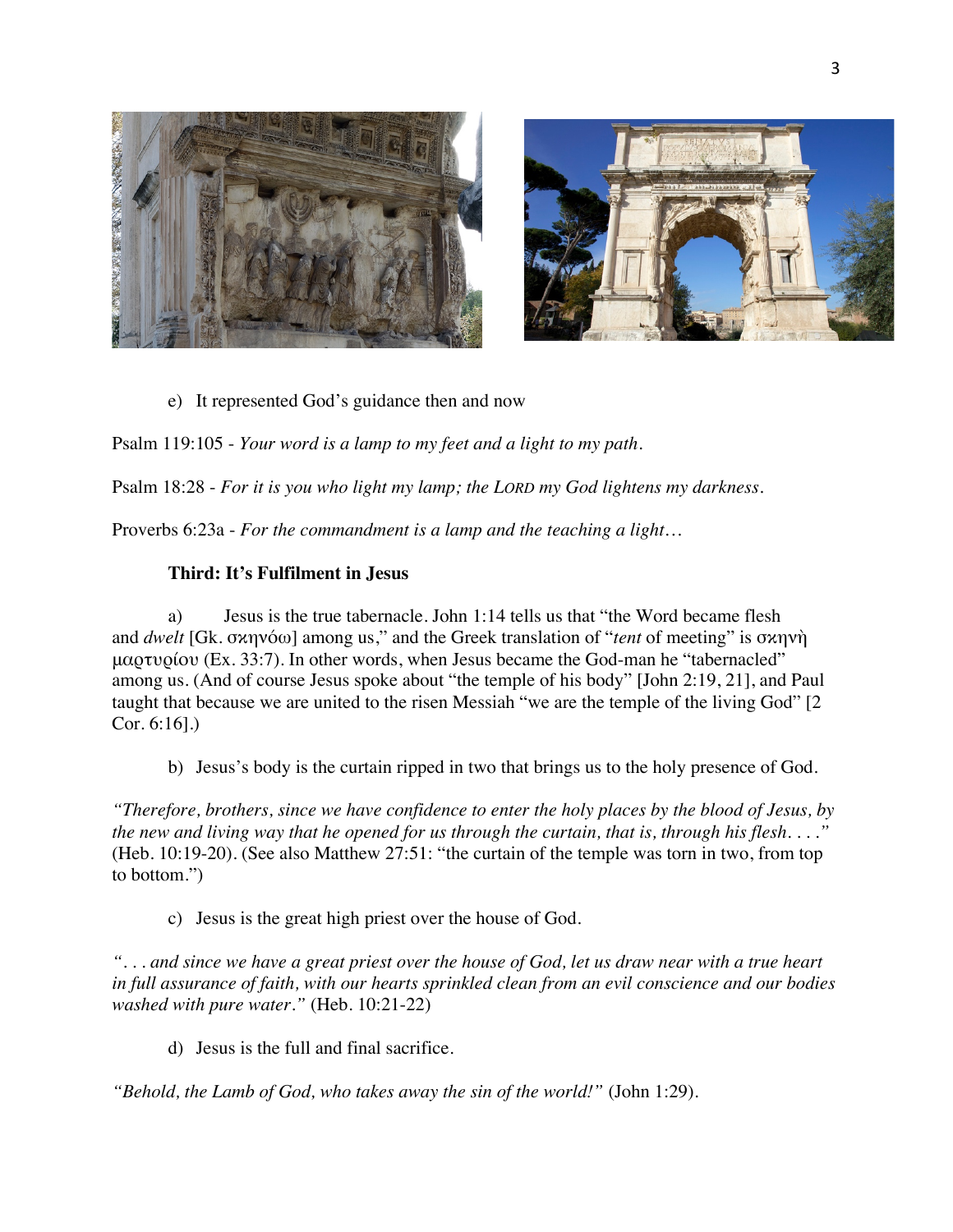e) It represented God's guidance then and now

Psalm 119:105 - *Your word is a lamp to my feet and a light to my path.*

Psalm 18:28 - *For it is you who light my lamp; the LORD my God lightens my darkness.*

Proverbs 6:23a - *For the commandment is a lamp and the teaching a light…*

**Third: It's Fulfilment in Jesus**

a) Jesus is the true tabernacle. John 1:14 tells us that "the Word became flesh and *dwelt* [Gk. σκηνόω] among us," and the Greek translation of "*tent* of meeting" is σκηνὴ μαρτυρίου (Ex. 33:7). In other words, when Jesus became the God-man he "tabernacled" among us. (And of course Jesus spoke about "the temple of his body" [John 2:19, 21], and Paul taught that because we are united to the risen Messiah "we are the temple of the living God" [2 Cor. 6:16].)

b) Jesus's body is the curtain ripped in two that brings us to the holy presence of God.

*"Therefore, brothers, since we have confidence to enter the holy places by the blood of Jesus, by the new and living way that he opened for us through the curtain, that is, through his flesh. . . ."* (Heb. 10:19-20). (See also Matthew 27:51: "the curtain of the temple was torn in two, from top to bottom.")

c) Jesus is the great high priest over the house of God.

*". . . and since we have a great priest over the house of God, let us draw near with a true heart in full assurance of faith, with our hearts sprinkled clean from an evil conscience and our bodies washed with pure water."* (Heb. 10:21-22)

d) Jesus is the full and final sacrifice.

*"Behold, the Lamb of God, who takes away the sin of the world!"* (John 1:29).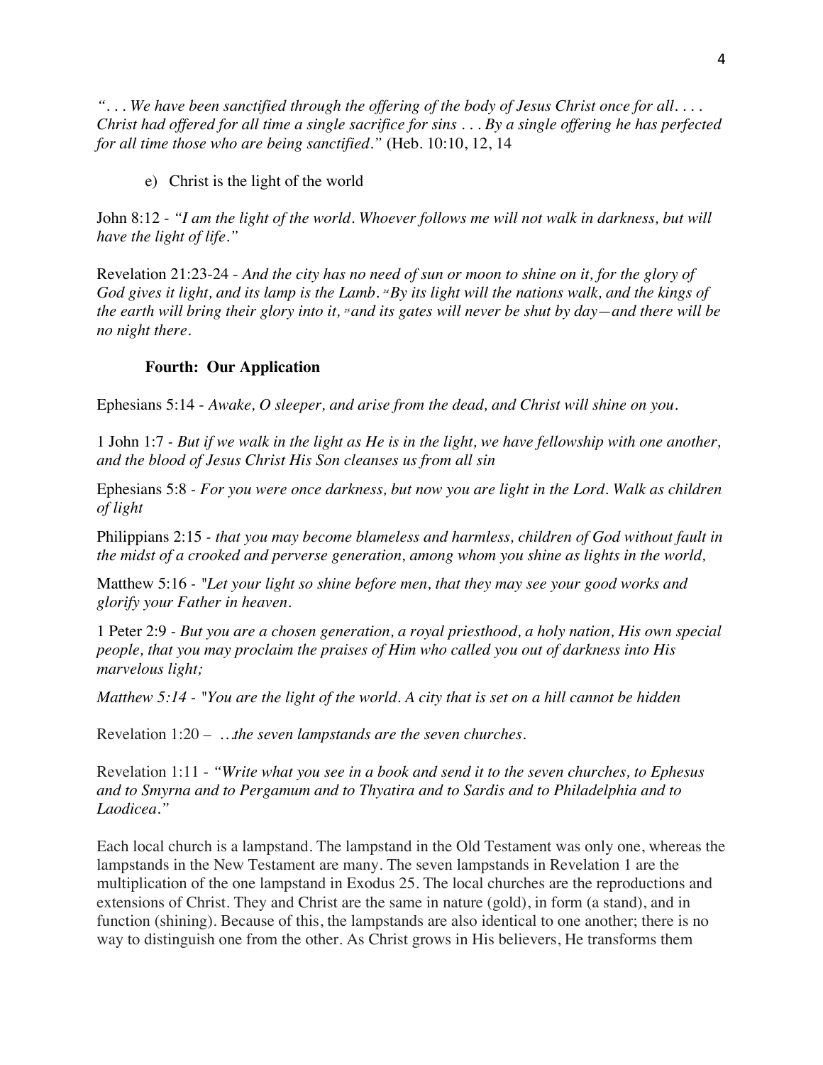*". . . We have been sanctified through the offering of the body of Jesus Christ once for all. . . . Christ had offered for all time a single sacrifice for sins . . . By a single offering he has perfected for all time those who are being sanctified."* (Heb. 10:10, 12, 14

e) Christ is the light of the world

John 8:12 - *"I am the light of the world. Whoever follows me will not walk in darkness, but will have the light of life."*

Revelation 21:23-24 - *And the city has no need of sun or moon to shine on it, for the glory of God gives it light, and its lamp is the Lamb. [24] By its light will the nations walk, and the kings of the earth will bring their glory into it, [25] and its gates will never be shut by day—and there will be no night there.*

**Fourth: Our Application**

Ephesians 5:14 - *Awake, O sleeper, and arise from the dead, and Christ will shine on you.*

1 John 1:7 - *But if we walk in the light as He is in the light, we have fellowship with one another, and the blood of Jesus Christ His Son cleanses us from all sin*

Ephesians 5:8 - *For you were once darkness, but now you are light in the Lord. Walk as children of light*

Philippians 2:15 - *that you may become blameless and harmless, children of God without fault in the midst of a crooked and perverse generation, among whom you shine as lights in the world,*

Matthew 5:16 - *"Let your light so shine before men, that they may see your good works and glorify your Father in heaven.*

1 Peter 2:9 - *But you are a chosen generation, a royal priesthood, a holy nation, His own special people, that you may proclaim the praises of Him who called you out of darkness into His marvelous light;*

*Matthew 5:14 - "You are the light of the world. A city that is set on a hill cannot be hidden*

Revelation 1:20 – *…the seven lampstands are the seven churches.*

Revelation 1:11 - *"Write what you see in a book and send it to the seven churches, to Ephesus and to Smyrna and to Pergamum and to Thyatira and to Sardis and to Philadelphia and to Laodicea."*

Each local church is a lampstand. The lampstand in the Old Testament was only one, whereas the lampstands in the New Testament are many. The seven lampstands in Revelation 1 are the multiplication of the one lampstand in Exodus 25. The local churches are the reproductions and extensions of Christ. They and Christ are the same in nature (gold), in form (a stand), and in function (shining). Because of this, the lampstands are also identical to one another; there is no way to distinguish one from the other. As Christ grows in His believers, He transforms them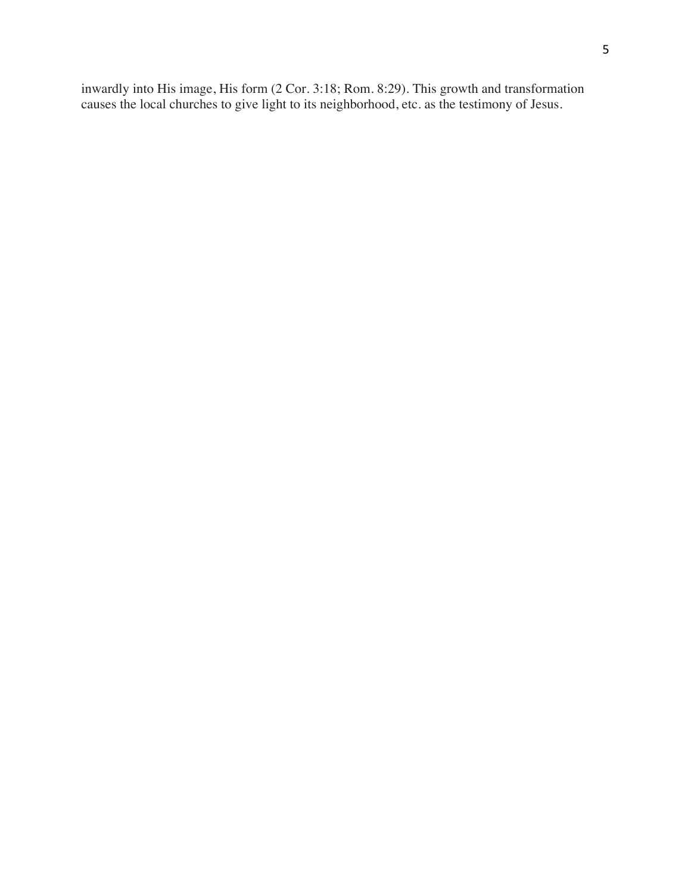inwardly into His image, His form (2 Cor. 3:18; Rom. 8:29). This growth and transformation causes the local churches to give light to its neighborhood, etc. as the testimony of Jesus.